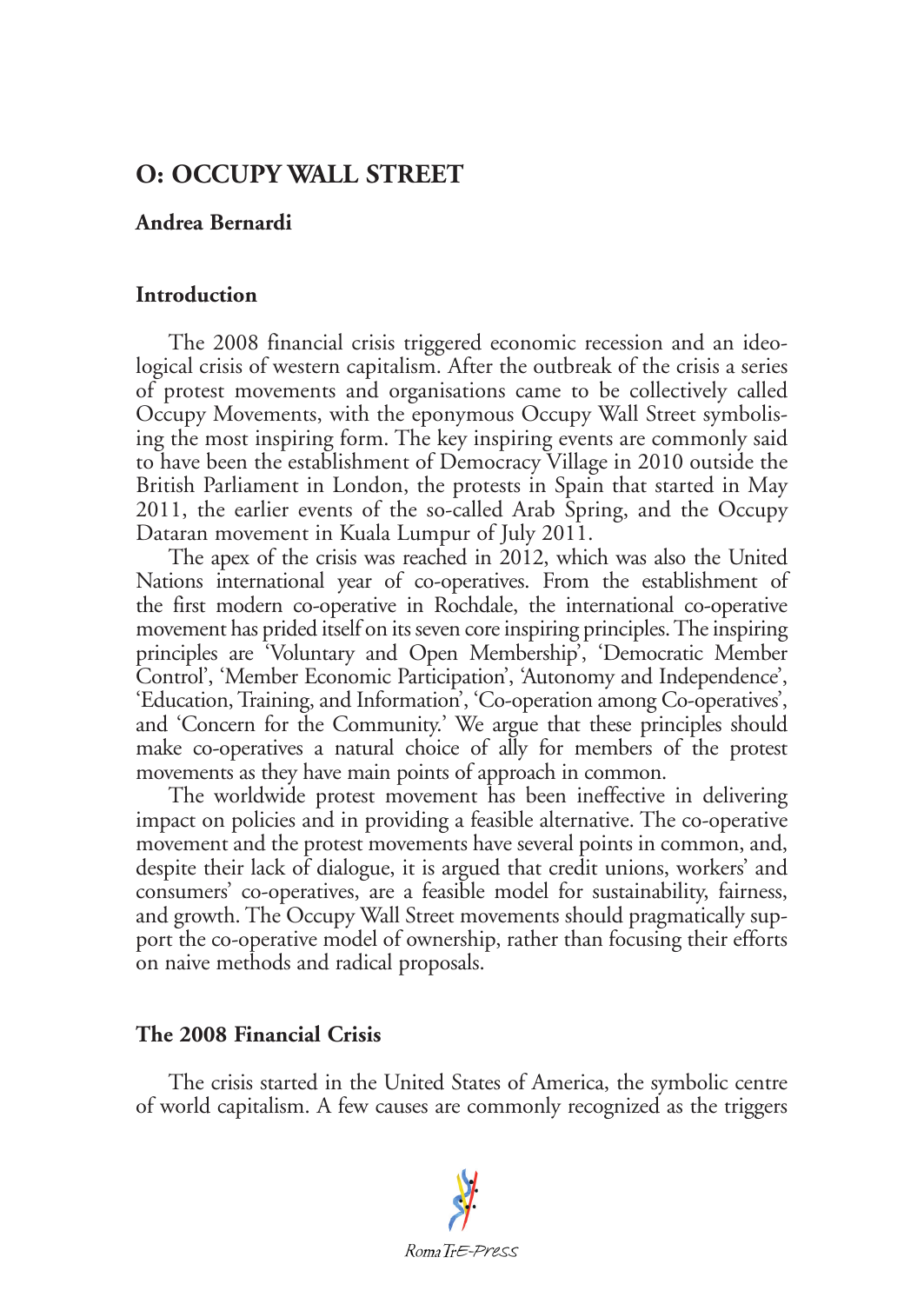# O: OCCUPY WALL STREET

**Andrea Bernardi**

## Introduction

The 2008 financial crisis triggered economic recession and an ideological crisis of western capitalism. After the outbreak of the crisis a series of protest movements and organisations came to be collectively called Occupy Movements, with the eponymous Occupy Wall Street symbolising the most inspiring form. The key inspiring events are commonly said to have been the establishment of Democracy Village in 2010 outside the British Parliament in London, the protests in Spain that started in May 2011, the earlier events of the so-called Arab Spring, and the Occupy Dataran movement in Kuala Lumpur of July 2011.

The apex of the crisis was reached in 2012, which was also the United Nations international year of co-operatives. From the establishment of the first modern co-operative in Rochdale, the international co-operative movement has prided itself on its seven core inspiring principles. The inspiring principles are 'Voluntary and Open Membership', 'Democratic Member Control', 'Member Economic Participation', 'Autonomy and Independence', 'Education, Training, and Information', 'Co-operation among Co-operatives', and 'Concern for the Community.' We argue that these principles should make co-operatives a natural choice of ally for members of the protest movements as they have main points of approach in common.

The worldwide protest movement has been ineffective in delivering impact on policies and in providing a feasible alternative. The co-operative movement and the protest movements have several points in common, and, despite their lack of dialogue, it is argued that credit unions, workers' and consumers' co-operatives, are a feasible model for sustainability, fairness, and growth. The Occupy Wall Street movements should pragmatically support the co-operative model of ownership, rather than focusing their efforts on naive methods and radical proposals.

## The 2008 Financial Crisis

The crisis started in the United States of America, the symbolic centre of world capitalism. A few causes are commonly recognized as the triggers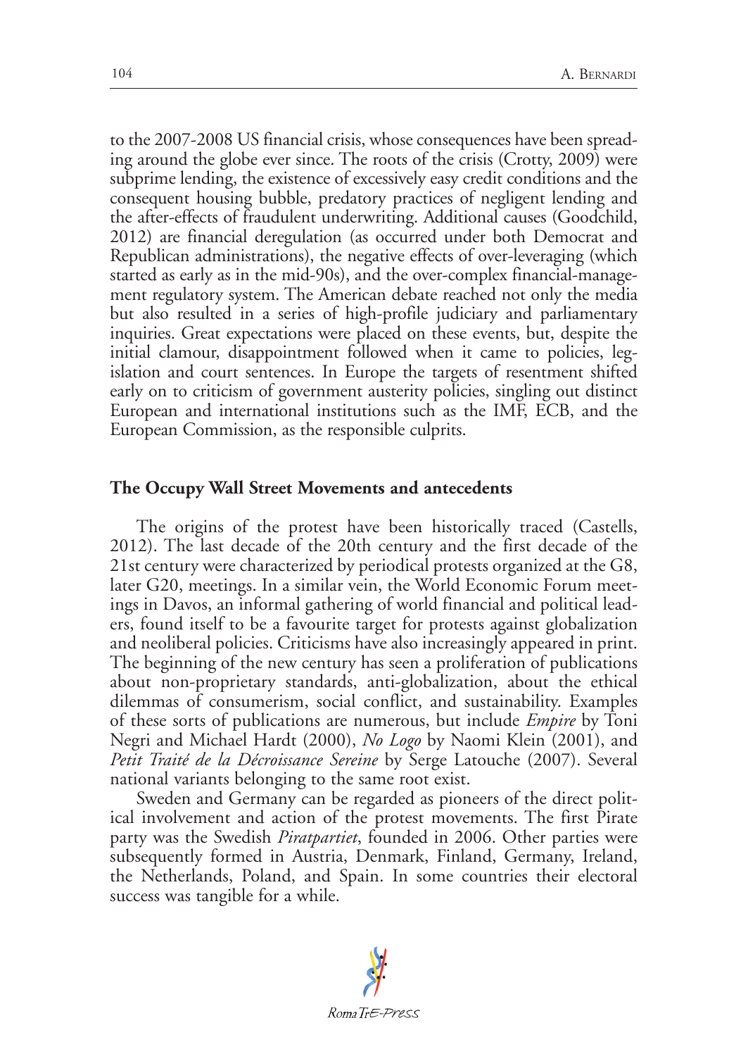to the 2007-2008 US financial crisis, whose consequences have been spreading around the globe ever since. The roots of the crisis (Crotty, 2009) were subprime lending, the existence of excessively easy credit conditions and the consequent housing bubble, predatory practices of negligent lending and the after-effects of fraudulent underwriting. Additional causes (Goodchild, 2012) are financial deregulation (as occurred under both Democrat and Republican administrations), the negative effects of over-leveraging (which started as early as in the mid-90s), and the over-complex financial-management regulatory system. The American debate reached not only the media but also resulted in a series of high-profile judiciary and parliamentary inquiries. Great expectations were placed on these events, but, despite the initial clamour, disappointment followed when it came to policies, legislation and court sentences. In Europe the targets of resentment shifted early on to criticism of government austerity policies, singling out distinct European and international institutions such as the IMF, ECB, and the European Commission, as the responsible culprits.

## The Occupy Wall Street Movements and antecedents

The origins of the protest have been historically traced (Castells, 2012). The last decade of the 20th century and the first decade of the 21st century were characterized by periodical protests organized at the G8, later G20, meetings. In a similar vein, the World Economic Forum meetings in Davos, an informal gathering of world financial and political leaders, found itself to be a favourite target for protests against globalization and neoliberal policies. Criticisms have also increasingly appeared in print. The beginning of the new century has seen a proliferation of publications about non-proprietary standards, anti-globalization, about the ethical dilemmas of consumerism, social conflict, and sustainability. Examples of these sorts of publications are numerous, but include *Empire* by Toni Negri and Michael Hardt (2000), *No Logo* by Naomi Klein (2001), and *Petit Traité de la Décroissance Sereine* by Serge Latouche (2007). Several national variants belonging to the same root exist.

Sweden and Germany can be regarded as pioneers of the direct political involvement and action of the protest movements. The first Pirate party was the Swedish *Piratpartiet*, founded in 2006. Other parties were subsequently formed in Austria, Denmark, Finland, Germany, Ireland, the Netherlands, Poland, and Spain. In some countries their electoral success was tangible for a while.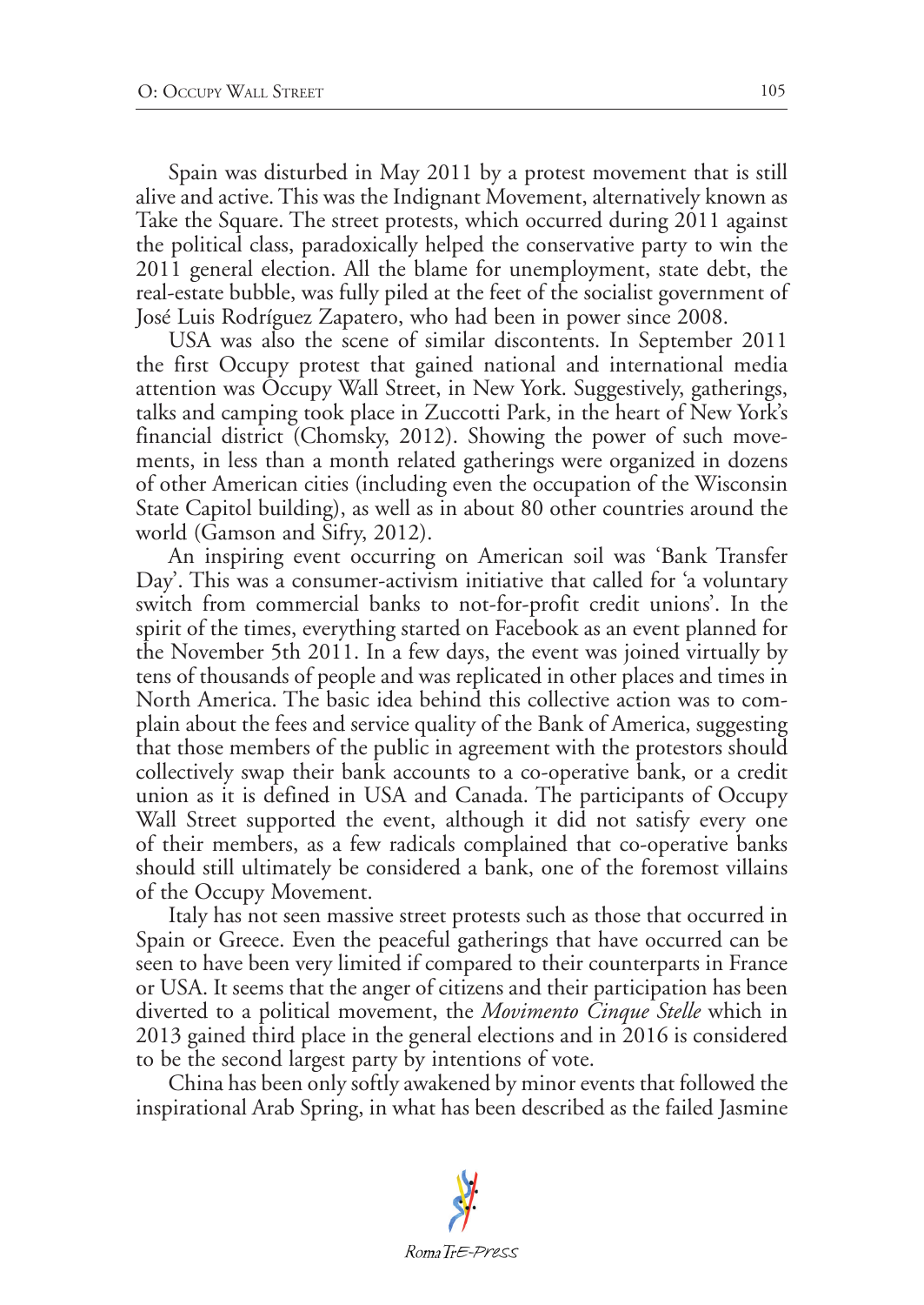Spain was disturbed in May 2011 by a protest movement that is still alive and active. This was the Indignant Movement, alternatively known as Take the Square. The street protests, which occurred during 2011 against the political class, paradoxically helped the conservative party to win the 2011 general election. All the blame for unemployment, state debt, the real-estate bubble, was fully piled at the feet of the socialist government of José Luis Rodríguez Zapatero, who had been in power since 2008.

USA was also the scene of similar discontents. In September 2011 the first Occupy protest that gained national and international media attention was Occupy Wall Street, in New York. Suggestively, gatherings, talks and camping took place in Zuccotti Park, in the heart of New York's financial district (Chomsky, 2012). Showing the power of such movements, in less than a month related gatherings were organized in dozens of other American cities (including even the occupation of the Wisconsin State Capitol building), as well as in about 80 other countries around the world (Gamson and Sifry, 2012).

An inspiring event occurring on American soil was 'Bank Transfer Day'. This was a consumer-activism initiative that called for 'a voluntary switch from commercial banks to not-for-profit credit unions'. In the spirit of the times, everything started on Facebook as an event planned for the November 5th 2011. In a few days, the event was joined virtually by tens of thousands of people and was replicated in other places and times in North America. The basic idea behind this collective action was to complain about the fees and service quality of the Bank of America, suggesting that those members of the public in agreement with the protestors should collectively swap their bank accounts to a co-operative bank, or a credit union as it is defined in USA and Canada. The participants of Occupy Wall Street supported the event, although it did not satisfy every one of their members, as a few radicals complained that co-operative banks should still ultimately be considered a bank, one of the foremost villains of the Occupy Movement.

Italy has not seen massive street protests such as those that occurred in Spain or Greece. Even the peaceful gatherings that have occurred can be seen to have been very limited if compared to their counterparts in France or USA. It seems that the anger of citizens and their participation has been diverted to a political movement, the *Movimento Cinque Stelle* which in 2013 gained third place in the general elections and in 2016 is considered to be the second largest party by intentions of vote.

China has been only softly awakened by minor events that followed the inspirational Arab Spring, in what has been described as the failed Jasmine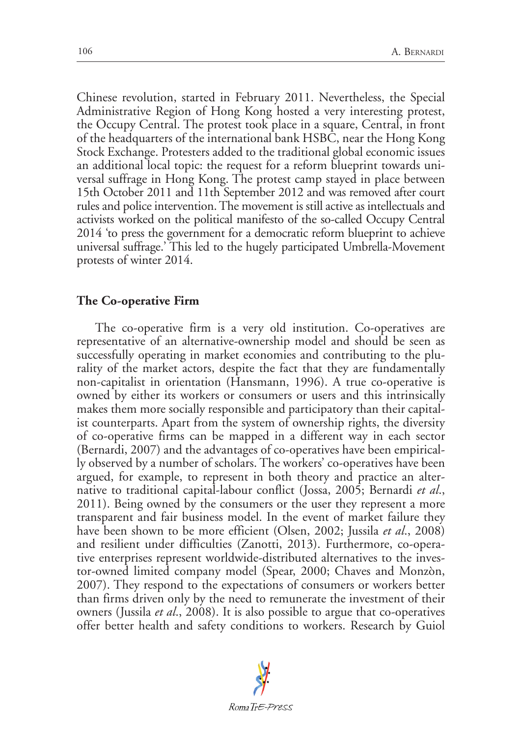Chinese revolution, started in February 2011. Nevertheless, the Special Administrative Region of Hong Kong hosted a very interesting protest, the Occupy Central. The protest took place in a square, Central, in front of the headquarters of the international bank HSBC, near the Hong Kong Stock Exchange. Protesters added to the traditional global economic issues an additional local topic: the request for a reform blueprint towards universal suffrage in Hong Kong. The protest camp stayed in place between 15th October 2011 and 11th September 2012 and was removed after court rules and police intervention. The movement is still active as intellectuals and activists worked on the political manifesto of the so-called Occupy Central 2014 'to press the government for a democratic reform blueprint to achieve universal suffrage.' This led to the hugely participated Umbrella-Movement protests of winter 2014.

## The Co-operative Firm

The co-operative firm is a very old institution. Co-operatives are representative of an alternative-ownership model and should be seen as successfully operating in market economies and contributing to the plurality of the market actors, despite the fact that they are fundamentally non-capitalist in orientation (Hansmann, 1996). A true co-operative is owned by either its workers or consumers or users and this intrinsically makes them more socially responsible and participatory than their capitalist counterparts. Apart from the system of ownership rights, the diversity of co-operative firms can be mapped in a different way in each sector (Bernardi, 2007) and the advantages of co-operatives have been empirically observed by a number of scholars. The workers' co-operatives have been argued, for example, to represent in both theory and practice an alternative to traditional capital-labour conflict (Jossa, 2005; Bernardi *et al*., 2011). Being owned by the consumers or the user they represent a more transparent and fair business model. In the event of market failure they have been shown to be more efficient (Olsen, 2002; Jussila *et al*., 2008) and resilient under difficulties (Zanotti, 2013). Furthermore, co-operative enterprises represent worldwide-distributed alternatives to the investor-owned limited company model (Spear, 2000; Chaves and Monzòn, 2007). They respond to the expectations of consumers or workers better than firms driven only by the need to remunerate the investment of their owners (Jussila *et al*., 2008). It is also possible to argue that co-operatives offer better health and safety conditions to workers. Research by Guiol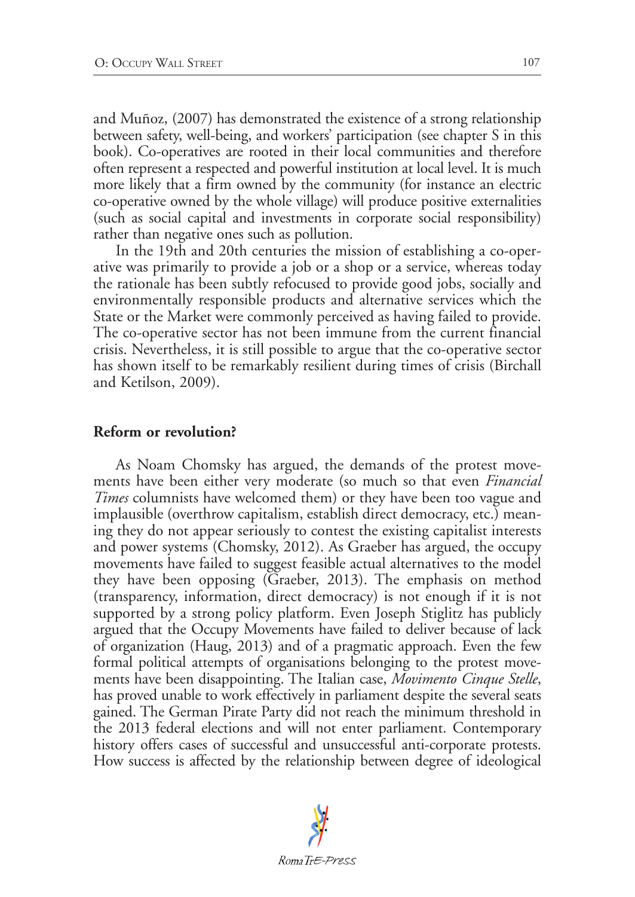and Muñoz, (2007) has demonstrated the existence of a strong relationship between safety, well-being, and workers' participation (see chapter S in this book). Co-operatives are rooted in their local communities and therefore often represent a respected and powerful institution at local level. It is much more likely that a firm owned by the community (for instance an electric co-operative owned by the whole village) will produce positive externalities (such as social capital and investments in corporate social responsibility) rather than negative ones such as pollution.

In the 19th and 20th centuries the mission of establishing a co-operative was primarily to provide a job or a shop or a service, whereas today the rationale has been subtly refocused to provide good jobs, socially and environmentally responsible products and alternative services which the State or the Market were commonly perceived as having failed to provide. The co-operative sector has not been immune from the current financial crisis. Nevertheless, it is still possible to argue that the co-operative sector has shown itself to be remarkably resilient during times of crisis (Birchall and Ketilson, 2009).

## Reform or revolution?

As Noam Chomsky has argued, the demands of the protest movements have been either very moderate (so much so that even *Financial Times* columnists have welcomed them) or they have been too vague and implausible (overthrow capitalism, establish direct democracy, etc.) meaning they do not appear seriously to contest the existing capitalist interests and power systems (Chomsky, 2012). As Graeber has argued, the occupy movements have failed to suggest feasible actual alternatives to the model they have been opposing (Graeber, 2013). The emphasis on method (transparency, information, direct democracy) is not enough if it is not supported by a strong policy platform. Even Joseph Stiglitz has publicly argued that the Occupy Movements have failed to deliver because of lack of organization (Haug, 2013) and of a pragmatic approach. Even the few formal political attempts of organisations belonging to the protest movements have been disappointing. The Italian case, *Movimento Cinque Stelle*, has proved unable to work effectively in parliament despite the several seats gained. The German Pirate Party did not reach the minimum threshold in the 2013 federal elections and will not enter parliament. Contemporary history offers cases of successful and unsuccessful anti-corporate protests. How success is affected by the relationship between degree of ideological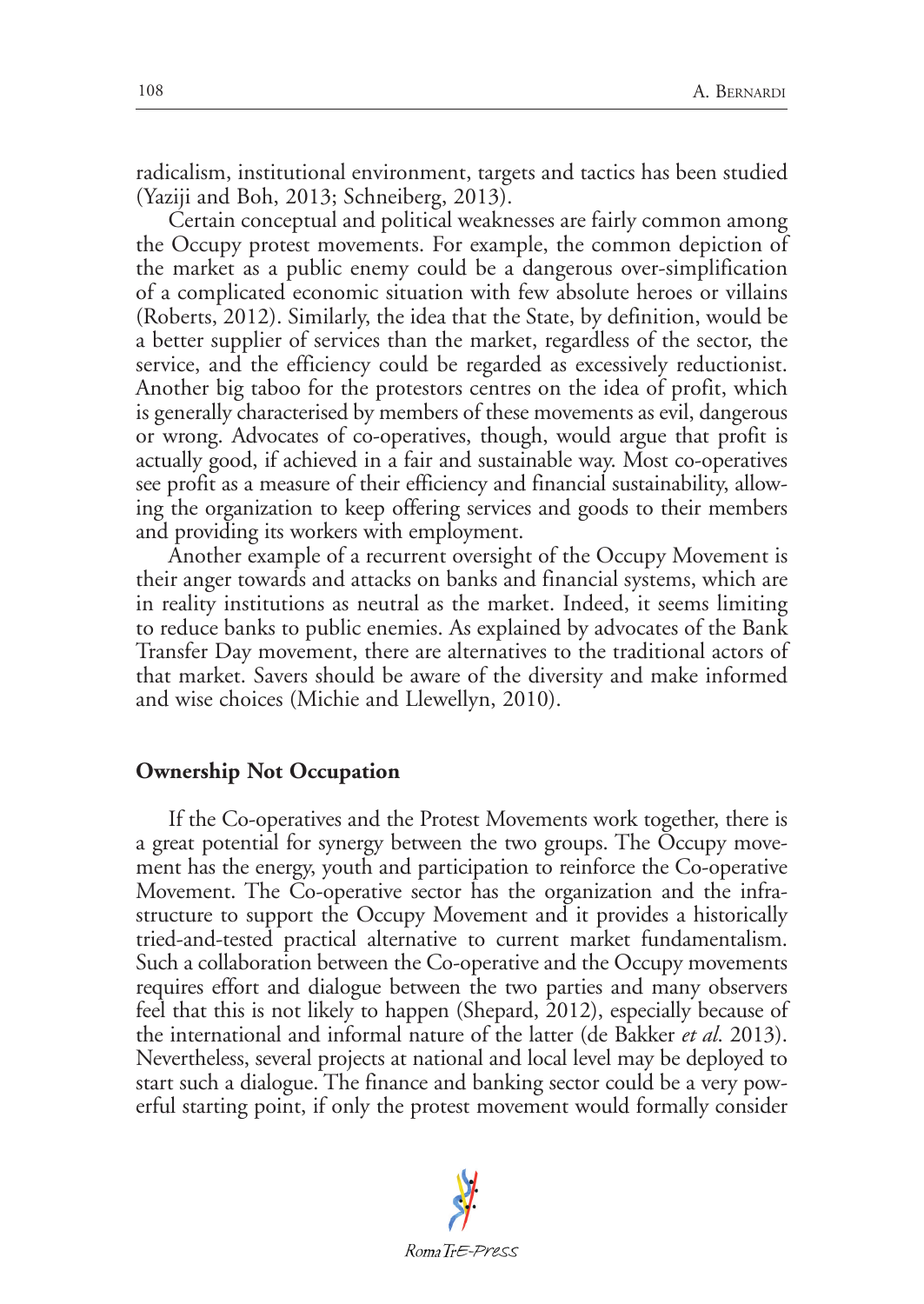radicalism, institutional environment, targets and tactics has been studied (Yaziji and Boh, 2013; Schneiberg, 2013).

Certain conceptual and political weaknesses are fairly common among the Occupy protest movements. For example, the common depiction of the market as a public enemy could be a dangerous over-simplification of a complicated economic situation with few absolute heroes or villains (Roberts, 2012). Similarly, the idea that the State, by definition, would be a better supplier of services than the market, regardless of the sector, the service, and the efficiency could be regarded as excessively reductionist. Another big taboo for the protestors centres on the idea of profit, which is generally characterised by members of these movements as evil, dangerous or wrong. Advocates of co-operatives, though, would argue that profit is actually good, if achieved in a fair and sustainable way. Most co-operatives see profit as a measure of their efficiency and financial sustainability, allowing the organization to keep offering services and goods to their members and providing its workers with employment.

Another example of a recurrent oversight of the Occupy Movement is their anger towards and attacks on banks and financial systems, which are in reality institutions as neutral as the market. Indeed, it seems limiting to reduce banks to public enemies. As explained by advocates of the Bank Transfer Day movement, there are alternatives to the traditional actors of that market. Savers should be aware of the diversity and make informed and wise choices (Michie and Llewellyn, 2010).

## Ownership Not Occupation

If the Co-operatives and the Protest Movements work together, there is a great potential for synergy between the two groups. The Occupy movement has the energy, youth and participation to reinforce the Co-operative Movement. The Co-operative sector has the organization and the infrastructure to support the Occupy Movement and it provides a historically tried-and-tested practical alternative to current market fundamentalism. Such a collaboration between the Co-operative and the Occupy movements requires effort and dialogue between the two parties and many observers feel that this is not likely to happen (Shepard, 2012), especially because of the international and informal nature of the latter (de Bakker *et al.* 2013). Nevertheless, several projects at national and local level may be deployed to start such a dialogue. The finance and banking sector could be a very powerful starting point, if only the protest movement would formally consider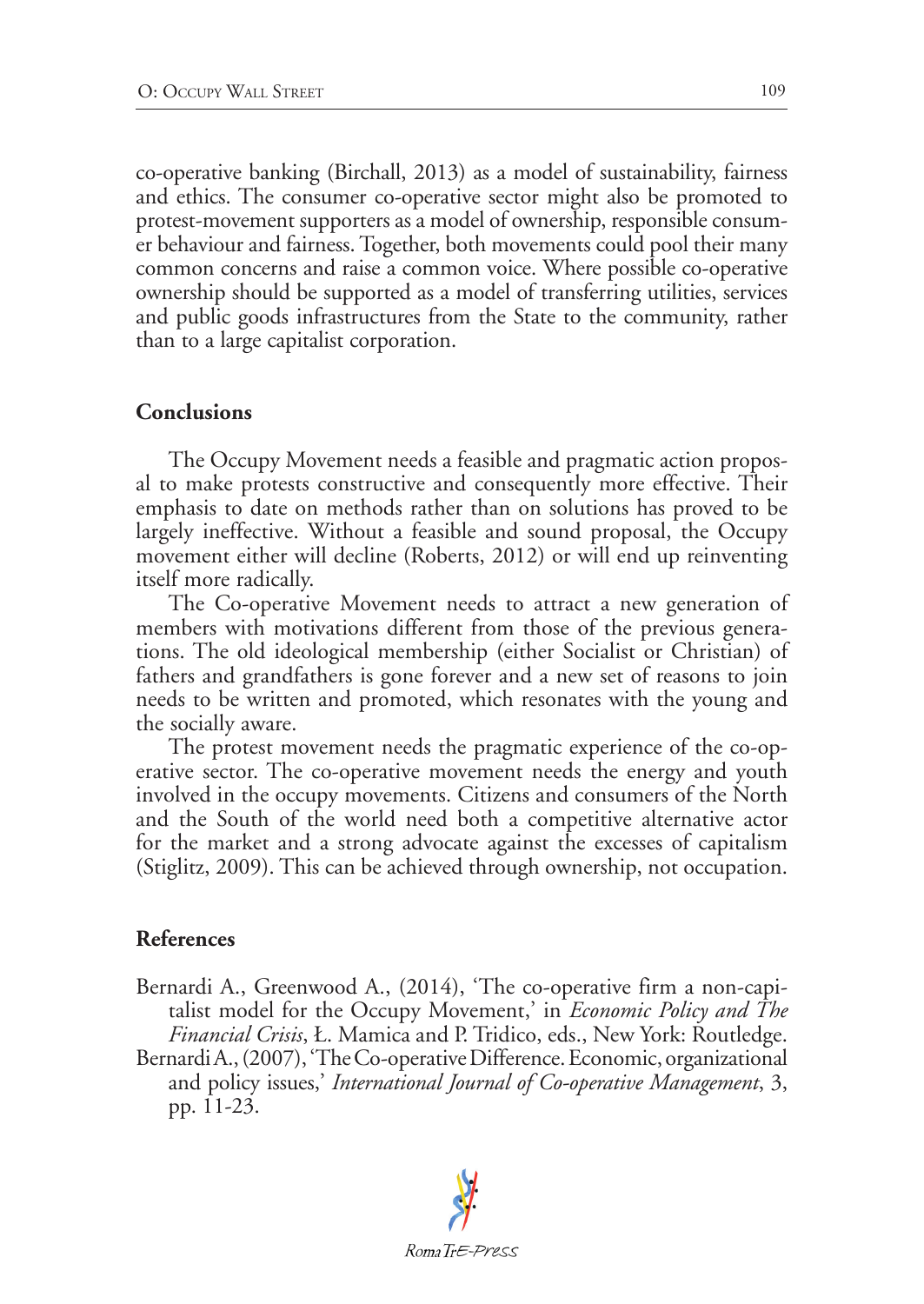co-operative banking (Birchall, 2013) as a model of sustainability, fairness and ethics. The consumer co-operative sector might also be promoted to protest-movement supporters as a model of ownership, responsible consumer behaviour and fairness. Together, both movements could pool their many common concerns and raise a common voice. Where possible co-operative ownership should be supported as a model of transferring utilities, services and public goods infrastructures from the State to the community, rather than to a large capitalist corporation.

## Conclusions

The Occupy Movement needs a feasible and pragmatic action proposal to make protests constructive and consequently more effective. Their emphasis to date on methods rather than on solutions has proved to be largely ineffective. Without a feasible and sound proposal, the Occupy movement either will decline (Roberts, 2012) or will end up reinventing itself more radically.

The Co-operative Movement needs to attract a new generation of members with motivations different from those of the previous generations. The old ideological membership (either Socialist or Christian) of fathers and grandfathers is gone forever and a new set of reasons to join needs to be written and promoted, which resonates with the young and the socially aware.

The protest movement needs the pragmatic experience of the co-operative sector. The co-operative movement needs the energy and youth involved in the occupy movements. Citizens and consumers of the North and the South of the world need both a competitive alternative actor for the market and a strong advocate against the excesses of capitalism (Stiglitz, 2009). This can be achieved through ownership, not occupation.

## References

Bernardi A., Greenwood A., (2014), 'The co-operative firm a non-capitalist model for the Occupy Movement,' in *Economic Policy and The Financial Crisis*, Ł. Mamica and P. Tridico, eds., New York: Routledge.

Bernardi A., (2007), 'The Co-operative Difference. Economic, organizational and policy issues,' *International Journal of Co-operative Management*, 3, pp. 11-23.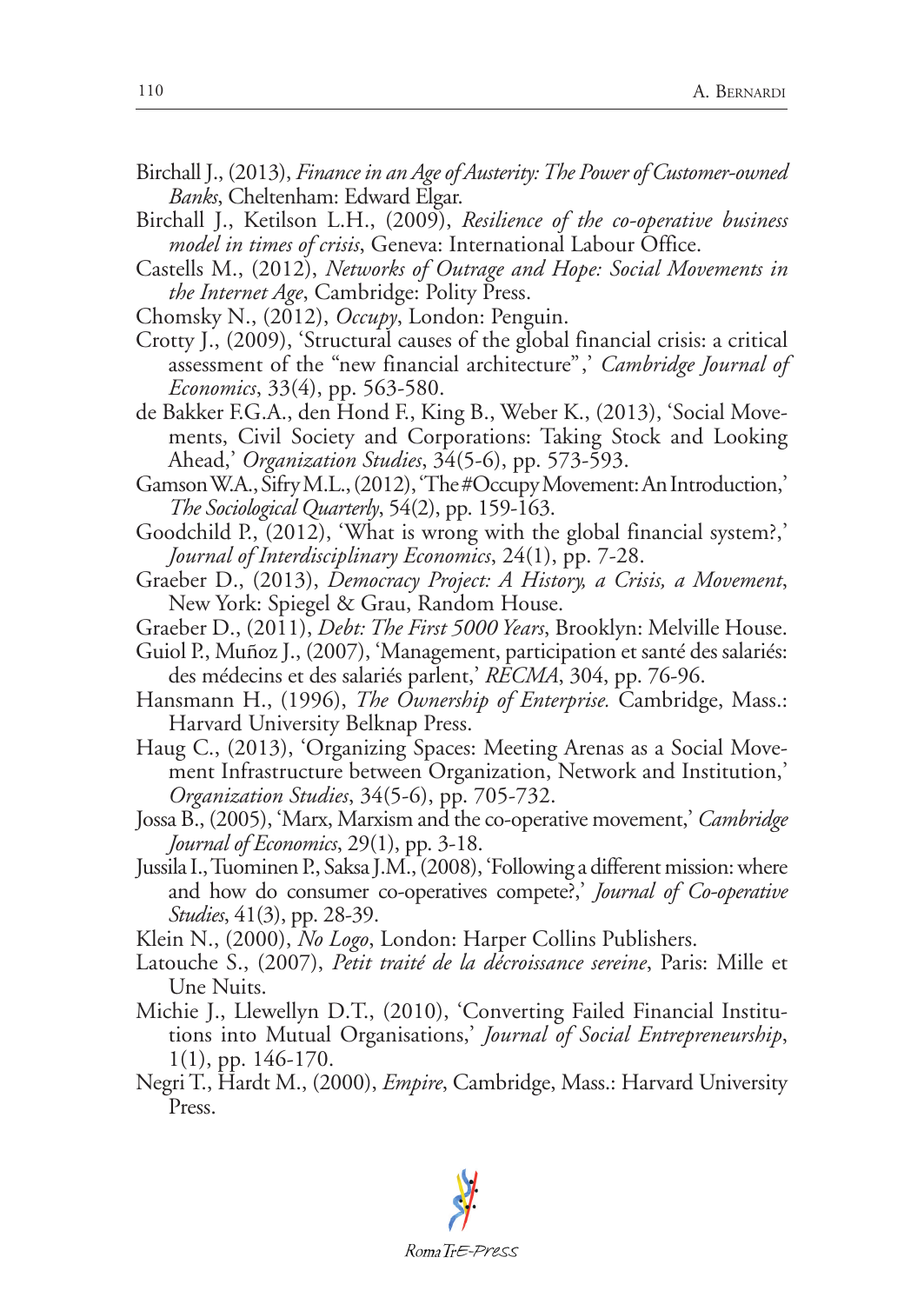Birchall J., (2013), *Finance in an Age of Austerity: The Power of Customer-owned Banks*, Cheltenham: Edward Elgar.

Birchall J., Ketilson L.H., (2009), *Resilience of the co-operative business model in times of crisis*, Geneva: International Labour Office.

Castells M., (2012), *Networks of Outrage and Hope: Social Movements in the Internet Age*, Cambridge: Polity Press.

Chomsky N., (2012), *Occupy*, London: Penguin.

Crotty J., (2009), 'Structural causes of the global financial crisis: a critical assessment of the "new financial architecture",' *Cambridge Journal of Economics*, 33(4), pp. 563-580.

de Bakker F.G.A., den Hond F., King B., Weber K., (2013), 'Social Movements, Civil Society and Corporations: Taking Stock and Looking Ahead,' *Organization Studies*, 34(5-6), pp. 573-593.

Gamson W.A., Sifry M.L., (2012), 'The #Occupy Movement: An Introduction,' *The Sociological Quarterly*, 54(2), pp. 159-163.

Goodchild P., (2012), 'What is wrong with the global financial system?,' *Journal of Interdisciplinary Economics*, 24(1), pp. 7-28.

Graeber D., (2013), *Democracy Project: A History, a Crisis, a Movement*, New York: Spiegel & Grau, Random House.

Graeber D., (2011), *Debt: The First 5000 Years*, Brooklyn: Melville House.

Guiol P., Muñoz J., (2007), 'Management, participation et santé des salariés: des médecins et des salariés parlent,' *RECMA*, 304, pp. 76-96.

Hansmann H., (1996), *The Ownership of Enterprise.* Cambridge, Mass.: Harvard University Belknap Press.

Haug C., (2013), 'Organizing Spaces: Meeting Arenas as a Social Movement Infrastructure between Organization, Network and Institution,' *Organization Studies*, 34(5-6), pp. 705-732.

Jossa B., (2005), 'Marx, Marxism and the co-operative movement,' *Cambridge Journal of Economics*, 29(1), pp. 3-18.

Jussila I., Tuominen P., Saksa J.M., (2008), 'Following a different mission: where and how do consumer co-operatives compete?,' *Journal of Co-operative Studies*, 41(3), pp. 28-39.

Klein N., (2000), *No Logo*, London: Harper Collins Publishers.

Latouche S., (2007), *Petit traité de la décroissance sereine*, Paris: Mille et Une Nuits.

Michie J., Llewellyn D.T., (2010), 'Converting Failed Financial Institutions into Mutual Organisations,' *Journal of Social Entrepreneurship*, 1(1), pp. 146-170.

Negri T., Hardt M., (2000), *Empire*, Cambridge, Mass.: Harvard University Press.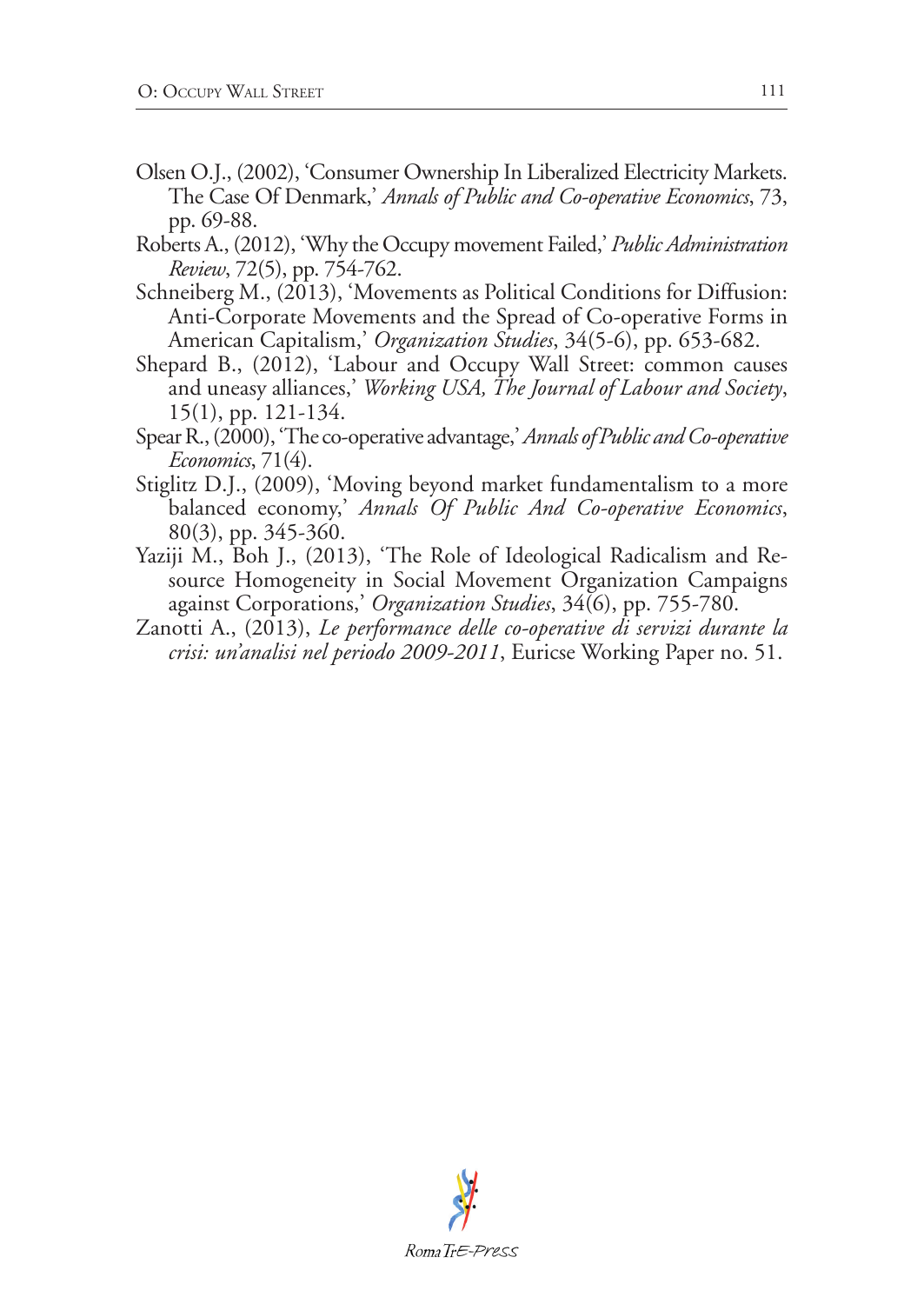Olsen O.J., (2002), 'Consumer Ownership In Liberalized Electricity Markets. The Case Of Denmark,' *Annals of Public and Co-operative Economics*, 73, pp. 69-88.

Roberts A., (2012), 'Why the Occupy movement Failed,' *Public Administration Review*, 72(5), pp. 754-762.

Schneiberg M., (2013), 'Movements as Political Conditions for Diffusion: Anti-Corporate Movements and the Spread of Co-operative Forms in American Capitalism,' *Organization Studies*, 34(5-6), pp. 653-682.

Shepard B., (2012), 'Labour and Occupy Wall Street: common causes and uneasy alliances,' *Working USA, The Journal of Labour and Society*, 15(1), pp. 121-134.

Spear R., (2000), 'The co-operative advantage,' *Annals of Public and Co-operative Economics*, 71(4).

Stiglitz D.J., (2009), 'Moving beyond market fundamentalism to a more balanced economy,' *Annals Of Public And Co-operative Economics*, 80(3), pp. 345-360.

Yaziji M., Boh J., (2013), 'The Role of Ideological Radicalism and Resource Homogeneity in Social Movement Organization Campaigns against Corporations,' *Organization Studies*, 34(6), pp. 755-780.

Zanotti A., (2013), *Le performance delle co-operative di servizi durante la crisi: un'analisi nel periodo 2009-2011*, Euricse Working Paper no. 51.